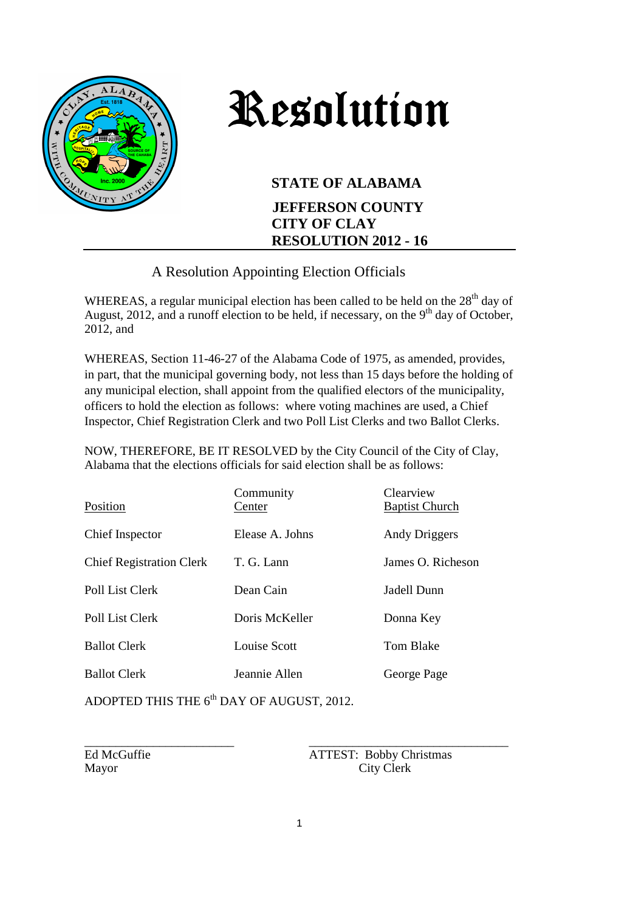# Resolution

**STATE OF ALABAMA**

**JEFFERSON COUNTY**
**CITY OF CLAY**
**RESOLUTION 2012 - 16**

A Resolution Appointing Election Officials

WHEREAS, a regular municipal election has been called to be held on the 28th day of August, 2012, and a runoff election to be held, if necessary, on the 9th day of October, 2012, and

WHEREAS, Section 11-46-27 of the Alabama Code of 1975, as amended, provides, in part, that the municipal governing body, not less than 15 days before the holding of any municipal election, shall appoint from the qualified electors of the municipality, officers to hold the election as follows: where voting machines are used, a Chief Inspector, Chief Registration Clerk and two Poll List Clerks and two Ballot Clerks.

NOW, THEREFORE, BE IT RESOLVED by the City Council of the City of Clay, Alabama that the elections officials for said election shall be as follows:

| Position | Community Center | Clearview Baptist Church |
|---|---|---|
| Chief Inspector | Elease A. Johns | Andy Driggers |
| Chief Registration Clerk | T. G. Lann | James O. Richeson |
| Poll List Clerk | Dean Cain | Jadell Dunn |
| Poll List Clerk | Doris McKeller | Donna Key |
| Ballot Clerk | Louise Scott | Tom Blake |
| Ballot Clerk | Jeannie Allen | George Page |

ADOPTED THIS THE 6th DAY OF AUGUST, 2012.

______________________
Ed McGuffie
Mayor

______________________________
ATTEST: Bobby Christmas
City Clerk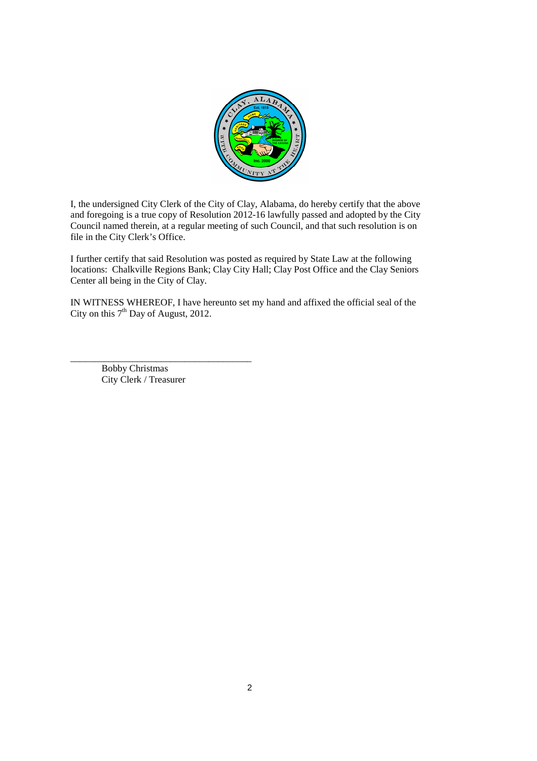I, the undersigned City Clerk of the City of Clay, Alabama, do hereby certify that the above and foregoing is a true copy of Resolution 2012-16 lawfully passed and adopted by the City Council named therein, at a regular meeting of such Council, and that such resolution is on file in the City Clerk's Office.

I further certify that said Resolution was posted as required by State Law at the following locations: Chalkville Regions Bank; Clay City Hall; Clay Post Office and the Clay Seniors Center all being in the City of Clay.

IN WITNESS WHEREOF, I have hereunto set my hand and affixed the official seal of the City on this 7th Day of August, 2012.

\_\_\_\_\_\_\_\_\_\_\_\_\_\_\_\_\_\_\_\_\_\_\_\_\_\_\_\_\_\_\_\_\_\_\_\_\_\_

Bobby Christmas
City Clerk / Treasurer